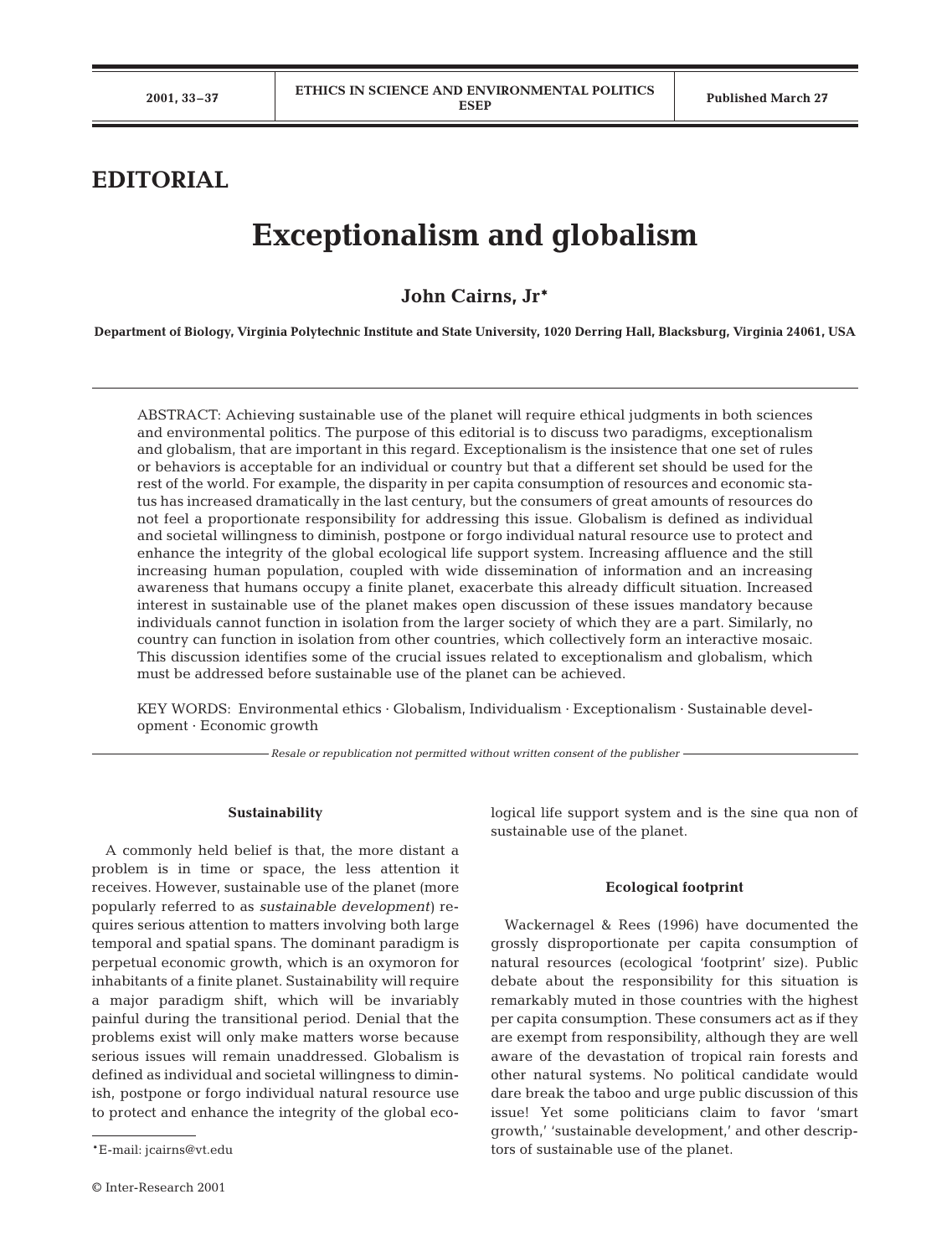# EDITORIAL

# Exceptionalism and globalism

**John Cairns, Jr\***

**Department of Biology, Virginia Polytechnic Institute and State University, 1020 Derring Hall, Blacksburg, Virginia 24061, USA**

ABSTRACT: Achieving sustainable use of the planet will require ethical judgments in both sciences and environmental politics. The purpose of this editorial is to discuss two paradigms, exceptionalism and globalism, that are important in this regard. Exceptionalism is the insistence that one set of rules or behaviors is acceptable for an individual or country but that a different set should be used for the rest of the world. For example, the disparity in per capita consumption of resources and economic status has increased dramatically in the last century, but the consumers of great amounts of resources do not feel a proportionate responsibility for addressing this issue. Globalism is defined as individual and societal willingness to diminish, postpone or forgo individual natural resource use to protect and enhance the integrity of the global ecological life support system. Increasing affluence and the still increasing human population, coupled with wide dissemination of information and an increasing awareness that humans occupy a finite planet, exacerbate this already difficult situation. Increased interest in sustainable use of the planet makes open discussion of these issues mandatory because individuals cannot function in isolation from the larger society of which they are a part. Similarly, no country can function in isolation from other countries, which collectively form an interactive mosaic. This discussion identifies some of the crucial issues related to exceptionalism and globalism, which must be addressed before sustainable use of the planet can be achieved.

KEY WORDS: Environmental ethics · Globalism, Individualism · Exceptionalism · Sustainable development · Economic growth

*Resale or republication not permitted without written consent of the publisher*

### Sustainability

A commonly held belief is that, the more distant a problem is in time or space, the less attention it receives. However, sustainable use of the planet (more popularly referred to as *sustainable development*) requires serious attention to matters involving both large temporal and spatial spans. The dominant paradigm is perpetual economic growth, which is an oxymoron for inhabitants of a finite planet. Sustainability will require a major paradigm shift, which will be invariably painful during the transitional period. Denial that the problems exist will only make matters worse because serious issues will remain unaddressed. Globalism is defined as individual and societal willingness to diminish, postpone or forgo individual natural resource use to protect and enhance the integrity of the global ecological life support system and is the sine qua non of sustainable use of the planet.

### Ecological footprint

Wackernagel & Rees (1996) have documented the grossly disproportionate per capita consumption of natural resources (ecological 'footprint' size). Public debate about the responsibility for this situation is remarkably muted in those countries with the highest per capita consumption. These consumers act as if they are exempt from responsibility, although they are well aware of the devastation of tropical rain forests and other natural systems. No political candidate would dare break the taboo and urge public discussion of this issue! Yet some politicians claim to favor 'smart growth,' 'sustainable development,' and other descriptors of sustainable use of the planet.

\*E-mail: jcairns@vt.edu

© Inter-Research 2001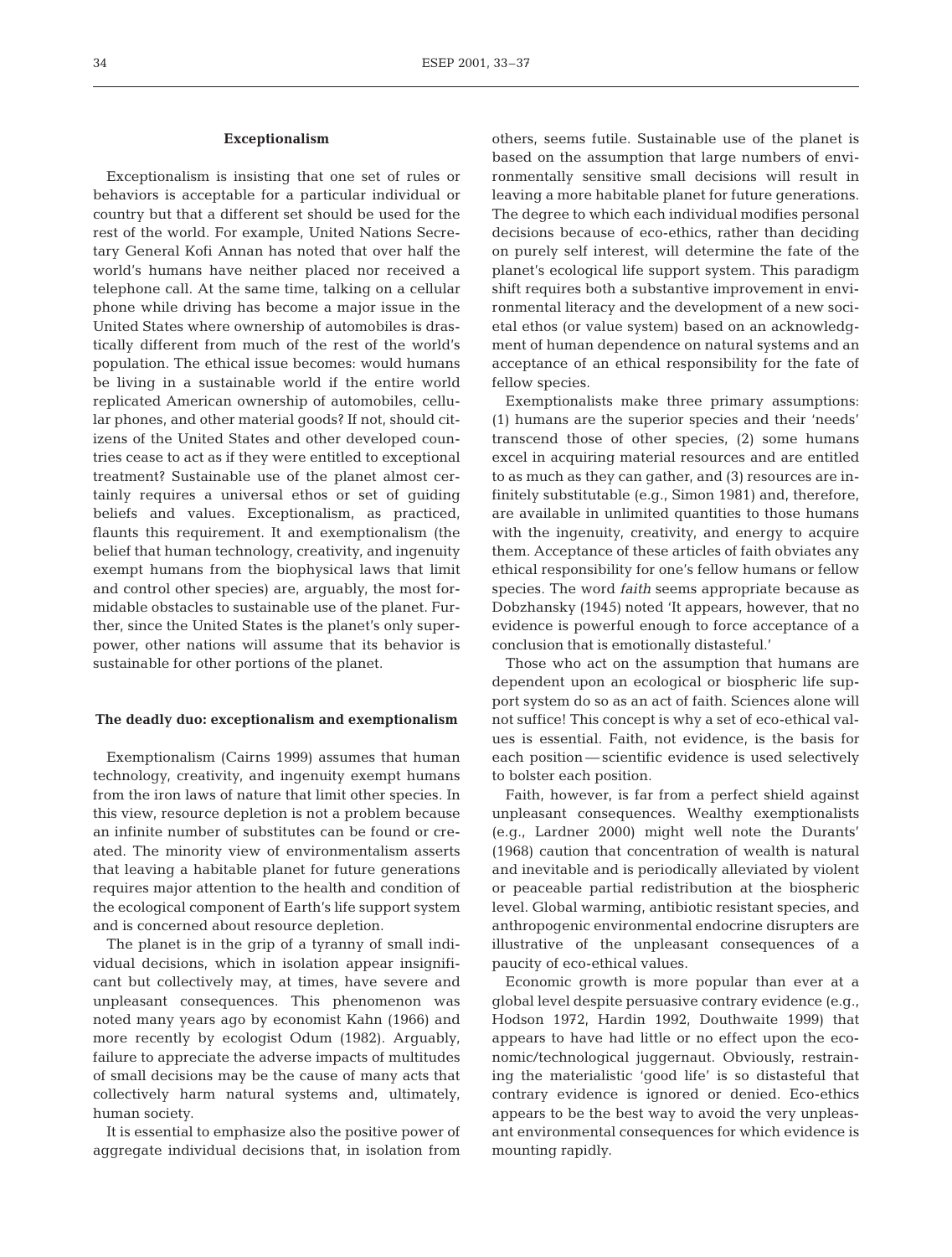### Exceptionalism

Exceptionalism is insisting that one set of rules or behaviors is acceptable for a particular individual or country but that a different set should be used for the rest of the world. For example, United Nations Secretary General Kofi Annan has noted that over half the world's humans have neither placed nor received a telephone call. At the same time, talking on a cellular phone while driving has become a major issue in the United States where ownership of automobiles is drastically different from much of the rest of the world's population. The ethical issue becomes: would humans be living in a sustainable world if the entire world replicated American ownership of automobiles, cellular phones, and other material goods? If not, should citizens of the United States and other developed countries cease to act as if they were entitled to exceptional treatment? Sustainable use of the planet almost certainly requires a universal ethos or set of guiding beliefs and values. Exceptionalism, as practiced, flaunts this requirement. It and exemptionalism (the belief that human technology, creativity, and ingenuity exempt humans from the biophysical laws that limit and control other species) are, arguably, the most formidable obstacles to sustainable use of the planet. Further, since the United States is the planet's only superpower, other nations will assume that its behavior is sustainable for other portions of the planet.

### The deadly duo: exceptionalism and exemptionalism

Exemptionalism (Cairns 1999) assumes that human technology, creativity, and ingenuity exempt humans from the iron laws of nature that limit other species. In this view, resource depletion is not a problem because an infinite number of substitutes can be found or created. The minority view of environmentalism asserts that leaving a habitable planet for future generations requires major attention to the health and condition of the ecological component of Earth's life support system and is concerned about resource depletion.

The planet is in the grip of a tyranny of small individual decisions, which in isolation appear insignificant but collectively may, at times, have severe and unpleasant consequences. This phenomenon was noted many years ago by economist Kahn (1966) and more recently by ecologist Odum (1982). Arguably, failure to appreciate the adverse impacts of multitudes of small decisions may be the cause of many acts that collectively harm natural systems and, ultimately, human society.

It is essential to emphasize also the positive power of aggregate individual decisions that, in isolation from others, seems futile. Sustainable use of the planet is based on the assumption that large numbers of environmentally sensitive small decisions will result in leaving a more habitable planet for future generations. The degree to which each individual modifies personal decisions because of eco-ethics, rather than deciding on purely self interest, will determine the fate of the planet's ecological life support system. This paradigm shift requires both a substantive improvement in environmental literacy and the development of a new societal ethos (or value system) based on an acknowledgment of human dependence on natural systems and an acceptance of an ethical responsibility for the fate of fellow species.

Exemptionalists make three primary assumptions: (1) humans are the superior species and their 'needs' transcend those of other species, (2) some humans excel in acquiring material resources and are entitled to as much as they can gather, and (3) resources are infinitely substitutable (e.g., Simon 1981) and, therefore, are available in unlimited quantities to those humans with the ingenuity, creativity, and energy to acquire them. Acceptance of these articles of faith obviates any ethical responsibility for one's fellow humans or fellow species. The word *faith* seems appropriate because as Dobzhansky (1945) noted 'It appears, however, that no evidence is powerful enough to force acceptance of a conclusion that is emotionally distasteful.'

Those who act on the assumption that humans are dependent upon an ecological or biospheric life support system do so as an act of faith. Sciences alone will not suffice! This concept is why a set of eco-ethical values is essential. Faith, not evidence, is the basis for each position — scientific evidence is used selectively to bolster each position.

Faith, however, is far from a perfect shield against unpleasant consequences. Wealthy exemptionalists (e.g., Lardner 2000) might well note the Durants' (1968) caution that concentration of wealth is natural and inevitable and is periodically alleviated by violent or peaceable partial redistribution at the biospheric level. Global warming, antibiotic resistant species, and anthropogenic environmental endocrine disrupters are illustrative of the unpleasant consequences of a paucity of eco-ethical values.

Economic growth is more popular than ever at a global level despite persuasive contrary evidence (e.g., Hodson 1972, Hardin 1992, Douthwaite 1999) that appears to have had little or no effect upon the economic/technological juggernaut. Obviously, restraining the materialistic 'good life' is so distasteful that contrary evidence is ignored or denied. Eco-ethics appears to be the best way to avoid the very unpleasant environmental consequences for which evidence is mounting rapidly.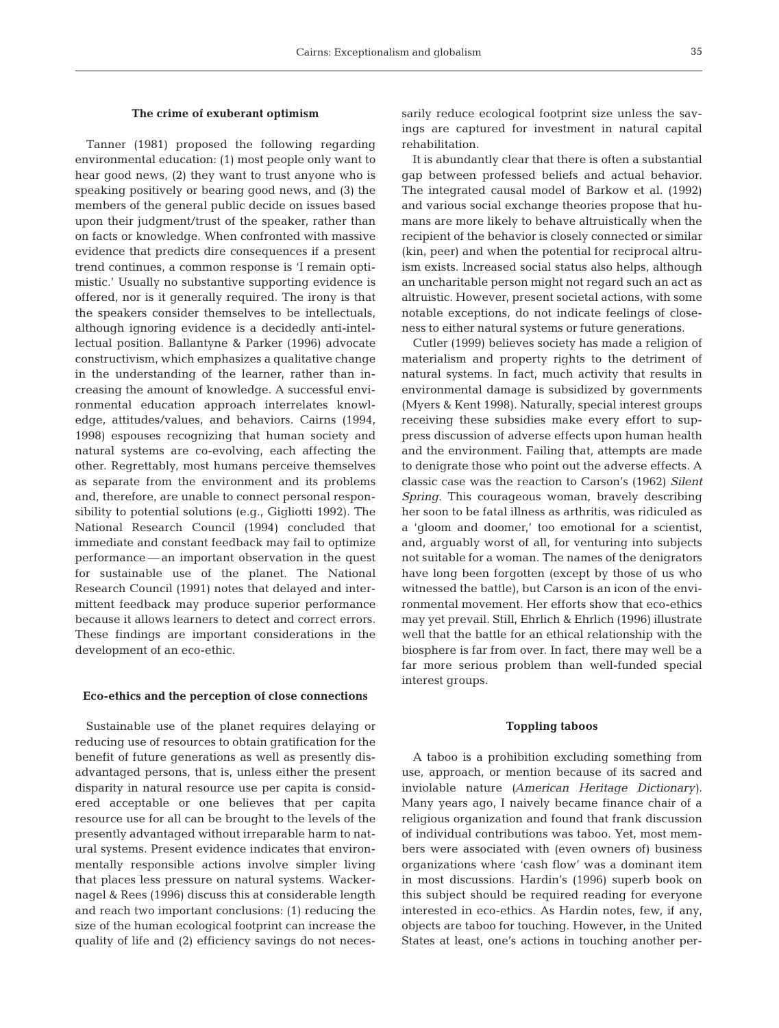## The crime of exuberant optimism

Tanner (1981) proposed the following regarding environmental education: (1) most people only want to hear good news, (2) they want to trust anyone who is speaking positively or bearing good news, and (3) the members of the general public decide on issues based upon their judgment/trust of the speaker, rather than on facts or knowledge. When confronted with massive evidence that predicts dire consequences if a present trend continues, a common response is 'I remain optimistic.' Usually no substantive supporting evidence is offered, nor is it generally required. The irony is that the speakers consider themselves to be intellectuals, although ignoring evidence is a decidedly anti-intellectual position. Ballantyne & Parker (1996) advocate constructivism, which emphasizes a qualitative change in the understanding of the learner, rather than increasing the amount of knowledge. A successful environmental education approach interrelates knowledge, attitudes/values, and behaviors. Cairns (1994, 1998) espouses recognizing that human society and natural systems are co-evolving, each affecting the other. Regrettably, most humans perceive themselves as separate from the environment and its problems and, therefore, are unable to connect personal responsibility to potential solutions (e.g., Gigliotti 1992). The National Research Council (1994) concluded that immediate and constant feedback may fail to optimize performance — an important observation in the quest for sustainable use of the planet. The National Research Council (1991) notes that delayed and intermittent feedback may produce superior performance because it allows learners to detect and correct errors. These findings are important considerations in the development of an eco-ethic.

## Eco-ethics and the perception of close connections

Sustainable use of the planet requires delaying or reducing use of resources to obtain gratification for the benefit of future generations as well as presently disadvantaged persons, that is, unless either the present disparity in natural resource use per capita is considered acceptable or one believes that per capita resource use for all can be brought to the levels of the presently advantaged without irreparable harm to natural systems. Present evidence indicates that environmentally responsible actions involve simpler living that places less pressure on natural systems. Wackernagel & Rees (1996) discuss this at considerable length and reach two important conclusions: (1) reducing the size of the human ecological footprint can increase the quality of life and (2) efficiency savings do not necessarily reduce ecological footprint size unless the savings are captured for investment in natural capital rehabilitation.

It is abundantly clear that there is often a substantial gap between professed beliefs and actual behavior. The integrated causal model of Barkow et al. (1992) and various social exchange theories propose that humans are more likely to behave altruistically when the recipient of the behavior is closely connected or similar (kin, peer) and when the potential for reciprocal altruism exists. Increased social status also helps, although an uncharitable person might not regard such an act as altruistic. However, present societal actions, with some notable exceptions, do not indicate feelings of closeness to either natural systems or future generations.

Cutler (1999) believes society has made a religion of materialism and property rights to the detriment of natural systems. In fact, much activity that results in environmental damage is subsidized by governments (Myers & Kent 1998). Naturally, special interest groups receiving these subsidies make every effort to suppress discussion of adverse effects upon human health and the environment. Failing that, attempts are made to denigrate those who point out the adverse effects. A classic case was the reaction to Carson's (1962) *Silent Spring*. This courageous woman, bravely describing her soon to be fatal illness as arthritis, was ridiculed as a 'gloom and doomer,' too emotional for a scientist, and, arguably worst of all, for venturing into subjects not suitable for a woman. The names of the denigrators have long been forgotten (except by those of us who witnessed the battle), but Carson is an icon of the environmental movement. Her efforts show that eco-ethics may yet prevail. Still, Ehrlich & Ehrlich (1996) illustrate well that the battle for an ethical relationship with the biosphere is far from over. In fact, there may well be a far more serious problem than well-funded special interest groups.

## Toppling taboos

A taboo is a prohibition excluding something from use, approach, or mention because of its sacred and inviolable nature (*American Heritage Dictionary*). Many years ago, I naively became finance chair of a religious organization and found that frank discussion of individual contributions was taboo. Yet, most members were associated with (even owners of) business organizations where 'cash flow' was a dominant item in most discussions. Hardin's (1996) superb book on this subject should be required reading for everyone interested in eco-ethics. As Hardin notes, few, if any, objects are taboo for touching. However, in the United States at least, one's actions in touching another per-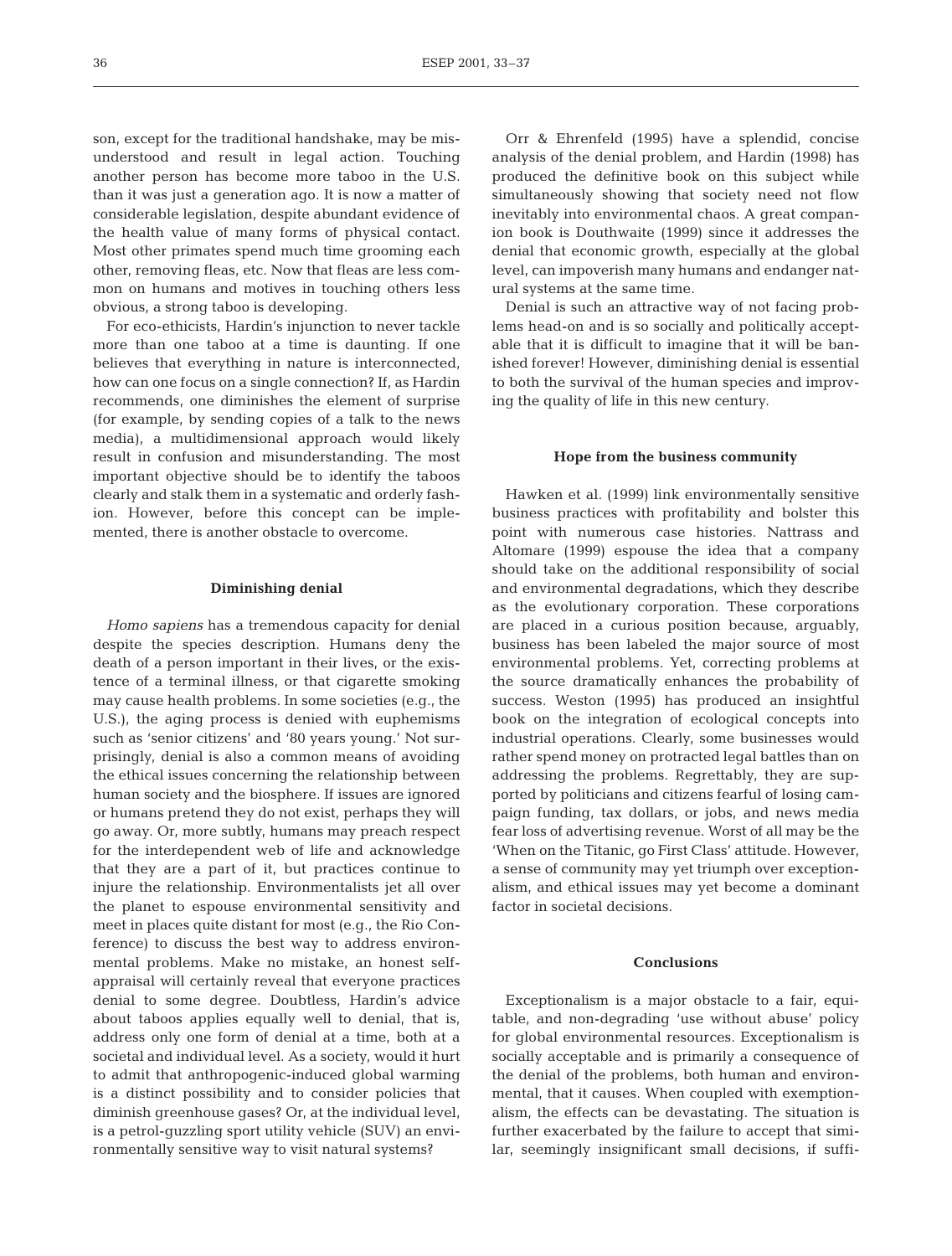son, except for the traditional handshake, may be misunderstood and result in legal action. Touching another person has become more taboo in the U.S. than it was just a generation ago. It is now a matter of considerable legislation, despite abundant evidence of the health value of many forms of physical contact. Most other primates spend much time grooming each other, removing fleas, etc. Now that fleas are less common on humans and motives in touching others less obvious, a strong taboo is developing.

For eco-ethicists, Hardin's injunction to never tackle more than one taboo at a time is daunting. If one believes that everything in nature is interconnected, how can one focus on a single connection? If, as Hardin recommends, one diminishes the element of surprise (for example, by sending copies of a talk to the news media), a multidimensional approach would likely result in confusion and misunderstanding. The most important objective should be to identify the taboos clearly and stalk them in a systematic and orderly fashion. However, before this concept can be implemented, there is another obstacle to overcome.

## Diminishing denial

*Homo sapiens* has a tremendous capacity for denial despite the species description. Humans deny the death of a person important in their lives, or the existence of a terminal illness, or that cigarette smoking may cause health problems. In some societies (e.g., the U.S.), the aging process is denied with euphemisms such as 'senior citizens' and '80 years young.' Not surprisingly, denial is also a common means of avoiding the ethical issues concerning the relationship between human society and the biosphere. If issues are ignored or humans pretend they do not exist, perhaps they will go away. Or, more subtly, humans may preach respect for the interdependent web of life and acknowledge that they are a part of it, but practices continue to injure the relationship. Environmentalists jet all over the planet to espouse environmental sensitivity and meet in places quite distant for most (e.g., the Rio Conference) to discuss the best way to address environmental problems. Make no mistake, an honest self-appraisal will certainly reveal that everyone practices denial to some degree. Doubtless, Hardin's advice about taboos applies equally well to denial, that is, address only one form of denial at a time, both at a societal and individual level. As a society, would it hurt to admit that anthropogenic-induced global warming is a distinct possibility and to consider policies that diminish greenhouse gases? Or, at the individual level, is a petrol-guzzling sport utility vehicle (SUV) an environmentally sensitive way to visit natural systems?

Orr & Ehrenfeld (1995) have a splendid, concise analysis of the denial problem, and Hardin (1998) has produced the definitive book on this subject while simultaneously showing that society need not flow inevitably into environmental chaos. A great companion book is Douthwaite (1999) since it addresses the denial that economic growth, especially at the global level, can impoverish many humans and endanger natural systems at the same time.

Denial is such an attractive way of not facing problems head-on and is so socially and politically acceptable that it is difficult to imagine that it will be banished forever! However, diminishing denial is essential to both the survival of the human species and improving the quality of life in this new century.

## Hope from the business community

Hawken et al. (1999) link environmentally sensitive business practices with profitability and bolster this point with numerous case histories. Nattrass and Altomare (1999) espouse the idea that a company should take on the additional responsibility of social and environmental degradations, which they describe as the evolutionary corporation. These corporations are placed in a curious position because, arguably, business has been labeled the major source of most environmental problems. Yet, correcting problems at the source dramatically enhances the probability of success. Weston (1995) has produced an insightful book on the integration of ecological concepts into industrial operations. Clearly, some businesses would rather spend money on protracted legal battles than on addressing the problems. Regrettably, they are supported by politicians and citizens fearful of losing campaign funding, tax dollars, or jobs, and news media fear loss of advertising revenue. Worst of all may be the 'When on the Titanic, go First Class' attitude. However, a sense of community may yet triumph over exceptionalism, and ethical issues may yet become a dominant factor in societal decisions.

## Conclusions

Exceptionalism is a major obstacle to a fair, equitable, and non-degrading 'use without abuse' policy for global environmental resources. Exceptionalism is socially acceptable and is primarily a consequence of the denial of the problems, both human and environmental, that it causes. When coupled with exemptionalism, the effects can be devastating. The situation is further exacerbated by the failure to accept that similar, seemingly insignificant small decisions, if suffi-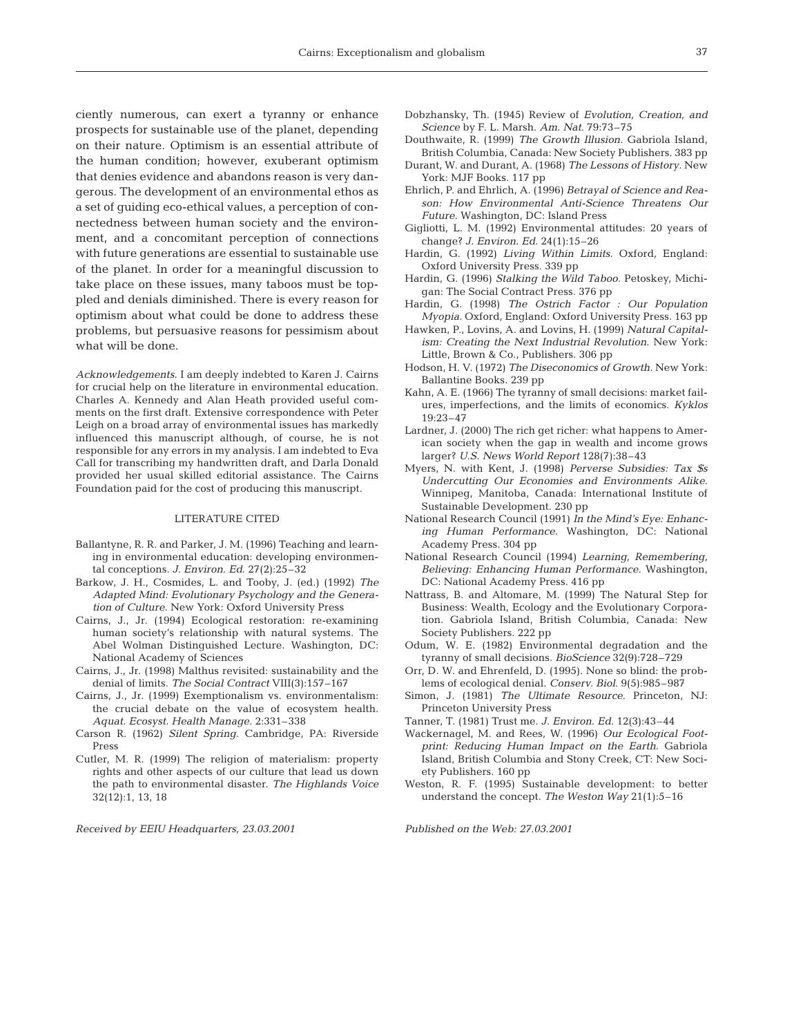ciently numerous, can exert a tyranny or enhance prospects for sustainable use of the planet, depending on their nature. Optimism is an essential attribute of the human condition; however, exuberant optimism that denies evidence and abandons reason is very dangerous. The development of an environmental ethos as a set of guiding eco-ethical values, a perception of connectedness between human society and the environment, and a concomitant perception of connections with future generations are essential to sustainable use of the planet. In order for a meaningful discussion to take place on these issues, many taboos must be toppled and denials diminished. There is every reason for optimism about what could be done to address these problems, but persuasive reasons for pessimism about what will be done.

*Acknowledgements*. I am deeply indebted to Karen J. Cairns for crucial help on the literature in environmental education. Charles A. Kennedy and Alan Heath provided useful comments on the first draft. Extensive correspondence with Peter Leigh on a broad array of environmental issues has markedly influenced this manuscript although, of course, he is not responsible for any errors in my analysis. I am indebted to Eva Call for transcribing my handwritten draft, and Darla Donald provided her usual skilled editorial assistance. The Cairns Foundation paid for the cost of producing this manuscript.

## LITERATURE CITED

Ballantyne, R. R. and Parker, J. M. (1996) Teaching and learning in environmental education: developing environmental conceptions. *J. Environ. Ed.* 27(2):25–32

Barkow, J. H., Cosmides, L. and Tooby, J. (ed.) (1992) *The Adapted Mind: Evolutionary Psychology and the Generation of Culture*. New York: Oxford University Press

Cairns, J., Jr. (1994) Ecological restoration: re-examining human society's relationship with natural systems. The Abel Wolman Distinguished Lecture. Washington, DC: National Academy of Sciences

Cairns, J., Jr. (1998) Malthus revisited: sustainability and the denial of limits. *The Social Contract* VIII(3):157–167

Cairns, J., Jr. (1999) Exemptionalism vs. environmentalism: the crucial debate on the value of ecosystem health. *Aquat. Ecosyst. Health Manage.* 2:331–338

Carson R. (1962) *Silent Spring*. Cambridge, PA: Riverside Press

Cutler, M. R. (1999) The religion of materialism: property rights and other aspects of our culture that lead us down the path to environmental disaster. *The Highlands Voice* 32(12):1, 13, 18

Dobzhansky, Th. (1945) Review of *Evolution, Creation, and Science* by F. L. Marsh. *Am. Nat.* 79:73–75

Douthwaite, R. (1999) *The Growth Illusion*. Gabriola Island, British Columbia, Canada: New Society Publishers. 383 pp

Durant, W. and Durant, A. (1968) *The Lessons of History*. New York: MJF Books. 117 pp

Ehrlich, P. and Ehrlich, A. (1996) *Betrayal of Science and Reason: How Environmental Anti-Science Threatens Our Future*. Washington, DC: Island Press

Gigliotti, L. M. (1992) Environmental attitudes: 20 years of change? *J. Environ. Ed.* 24(1):15–26

Hardin, G. (1992) *Living Within Limits*. Oxford, England: Oxford University Press. 339 pp

Hardin, G. (1996) *Stalking the Wild Taboo*. Petoskey, Michigan: The Social Contract Press. 376 pp

Hardin, G. (1998) *The Ostrich Factor : Our Population Myopia*. Oxford, England: Oxford University Press. 163 pp

Hawken, P., Lovins, A. and Lovins, H. (1999) *Natural Capitalism: Creating the Next Industrial Revolution*. New York: Little, Brown & Co., Publishers. 306 pp

Hodson, H. V. (1972) *The Diseconomics of Growth*. New York: Ballantine Books. 239 pp

Kahn, A. E. (1966) The tyranny of small decisions: market failures, imperfections, and the limits of economics. *Kyklos* 19:23–47

Lardner, J. (2000) The rich get richer: what happens to American society when the gap in wealth and income grows larger? *U.S. News World Report* 128(7):38–43

Myers, N. with Kent, J. (1998) *Perverse Subsidies: Tax $s Undercutting Our Economies and Environments Alike*. Winnipeg, Manitoba, Canada: International Institute of Sustainable Development. 230 pp

National Research Council (1991) *In the Mind's Eye: Enhancing Human Performance.* Washington, DC: National Academy Press. 304 pp

National Research Council (1994) *Learning, Remembering, Believing: Enhancing Human Performance.* Washington, DC: National Academy Press. 416 pp

Nattrass, B. and Altomare, M. (1999) The Natural Step for Business: Wealth, Ecology and the Evolutionary Corporation. Gabriola Island, British Columbia, Canada: New Society Publishers. 222 pp

Odum, W. E. (1982) Environmental degradation and the tyranny of small decisions. *BioScience* 32(9):728–729

Orr, D. W. and Ehrenfeld, D. (1995). None so blind: the problems of ecological denial. *Conserv. Biol.* 9(5):985–987

Simon, J. (1981) *The Ultimate Resource*. Princeton, NJ: Princeton University Press

Tanner, T. (1981) Trust me. *J. Environ. Ed.* 12(3):43–44

Wackernagel, M. and Rees, W. (1996) *Our Ecological Footprint: Reducing Human Impact on the Earth*. Gabriola Island, British Columbia and Stony Creek, CT: New Society Publishers. 160 pp

Weston, R. F. (1995) Sustainable development: to better understand the concept. *The Weston Way* 21(1):5–16

*Received by EEIU Headquarters, 23.03.2001*

*Published on the Web: 27.03.2001*